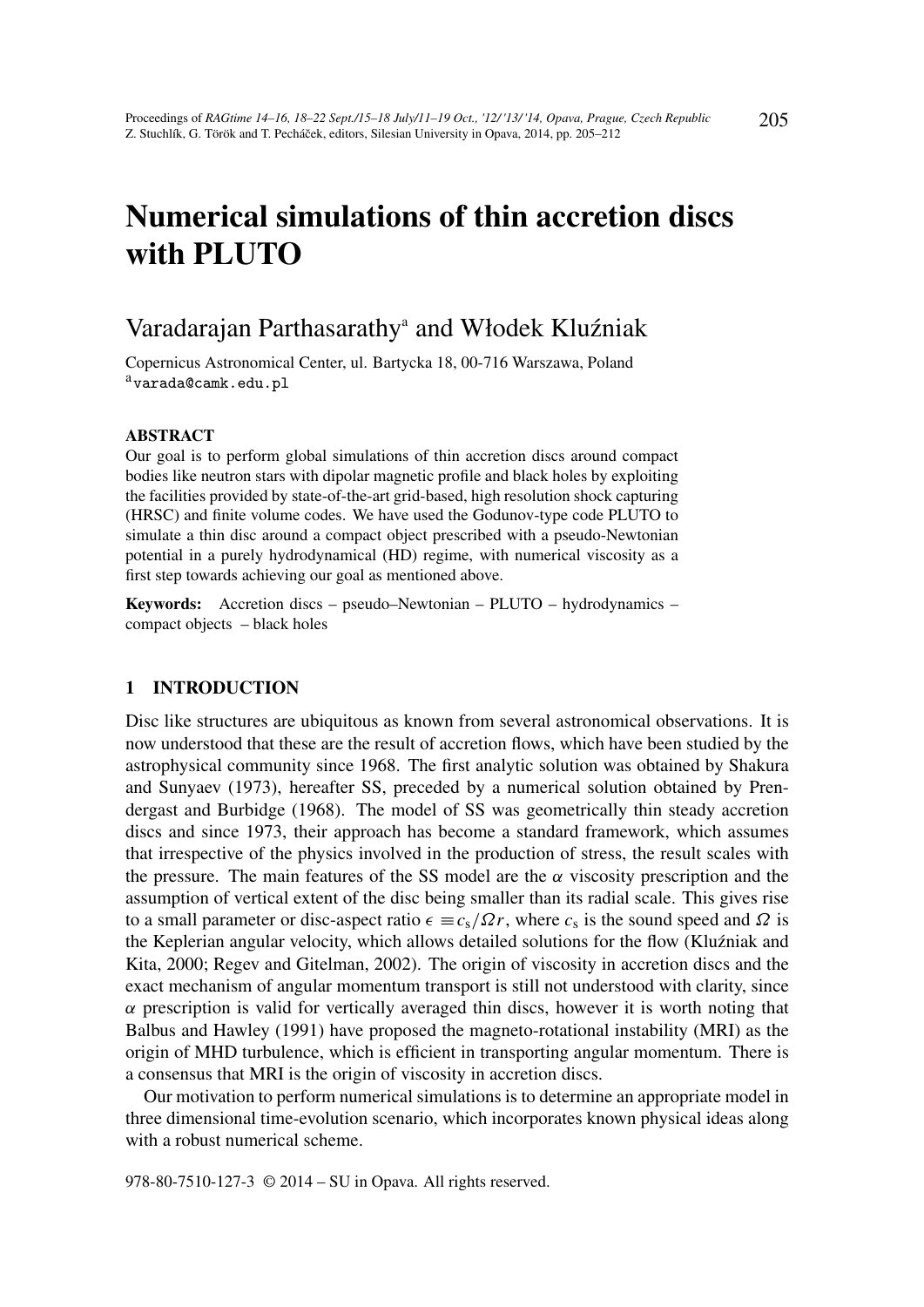# Numerical simulations of thin accretion discs with PLUTO

Varadarajan Parthasarathy[a] and Włodek Kluźniak

Copernicus Astronomical Center, ul. Bartycka 18, 00-716 Warszawa, Poland
[a]varada@camk.edu.pl

**ABSTRACT**

Our goal is to perform global simulations of thin accretion discs around compact bodies like neutron stars with dipolar magnetic profile and black holes by exploiting the facilities provided by state-of-the-art grid-based, high resolution shock capturing (HRSC) and finite volume codes. We have used the Godunov-type code PLUTO to simulate a thin disc around a compact object prescribed with a pseudo-Newtonian potential in a purely hydrodynamical (HD) regime, with numerical viscosity as a first step towards achieving our goal as mentioned above.

**Keywords:** Accretion discs – pseudo–Newtonian – PLUTO – hydrodynamics – compact objects – black holes

## 1 INTRODUCTION

Disc like structures are ubiquitous as known from several astronomical observations. It is now understood that these are the result of accretion flows, which have been studied by the astrophysical community since 1968. The first analytic solution was obtained by Shakura and Sunyaev (1973), hereafter SS, preceded by a numerical solution obtained by Prendergast and Burbidge (1968). The model of SS was geometrically thin steady accretion discs and since 1973, their approach has become a standard framework, which assumes that irrespective of the physics involved in the production of stress, the result scales with the pressure. The main features of the SS model are the $\alpha$ viscosity prescription and the assumption of vertical extent of the disc being smaller than its radial scale. This gives rise to a small parameter or disc-aspect ratio $\epsilon \equiv c_\mathrm{s}/\Omega r$, where $c_\mathrm{s}$ is the sound speed and $\Omega$ is the Keplerian angular velocity, which allows detailed solutions for the flow (Kluźniak and Kita, 2000; Regev and Gitelman, 2002). The origin of viscosity in accretion discs and the exact mechanism of angular momentum transport is still not understood with clarity, since $\alpha$ prescription is valid for vertically averaged thin discs, however it is worth noting that Balbus and Hawley (1991) have proposed the magneto-rotational instability (MRI) as the origin of MHD turbulence, which is efficient in transporting angular momentum. There is a consensus that MRI is the origin of viscosity in accretion discs.

Our motivation to perform numerical simulations is to determine an appropriate model in three dimensional time-evolution scenario, which incorporates known physical ideas along with a robust numerical scheme.

978-80-7510-127-3 © 2014 – SU in Opava. All rights reserved.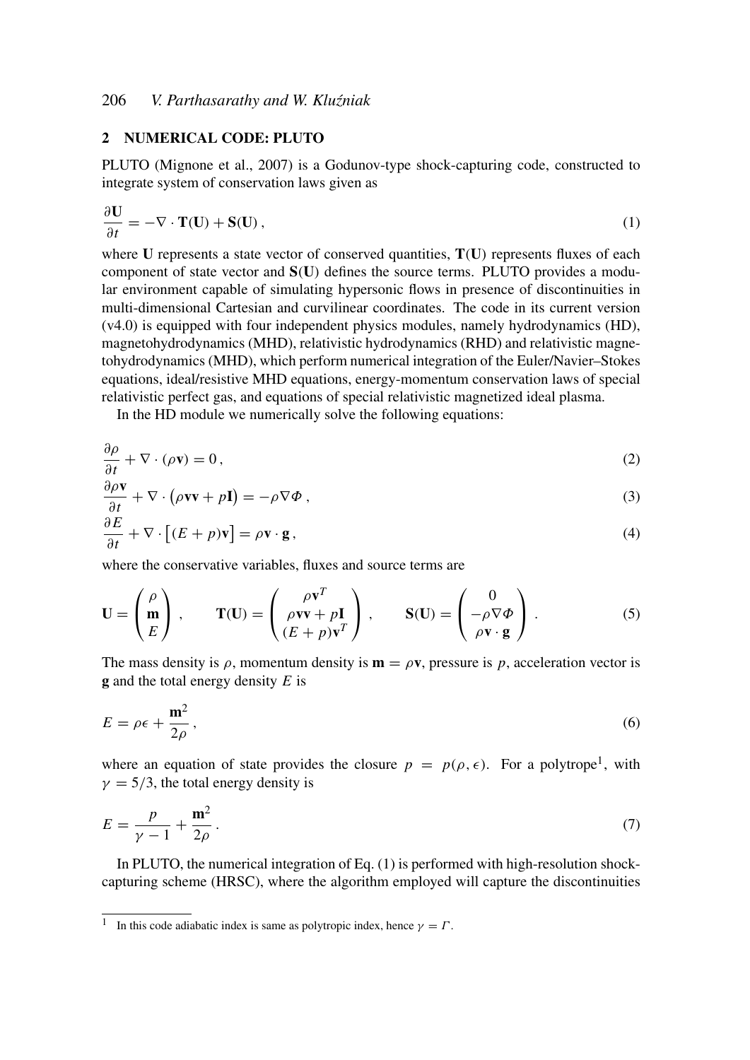## 2 NUMERICAL CODE: PLUTO

PLUTO (Mignone et al., 2007) is a Godunov-type shock-capturing code, constructed to integrate system of conservation laws given as

$$\frac{\partial \mathbf{U}}{\partial t} = -\nabla \cdot \mathbf{T}(\mathbf{U}) + \mathbf{S}(\mathbf{U}) \,, \tag{1}$$

where $\mathbf{U}$ represents a state vector of conserved quantities, $\mathbf{T}(\mathbf{U})$ represents fluxes of each component of state vector and $\mathbf{S}(\mathbf{U})$ defines the source terms. PLUTO provides a modular environment capable of simulating hypersonic flows in presence of discontinuities in multi-dimensional Cartesian and curvilinear coordinates. The code in its current version (v4.0) is equipped with four independent physics modules, namely hydrodynamics (HD), magnetohydrodynamics (MHD), relativistic hydrodynamics (RHD) and relativistic magnetohydrodynamics (MHD), which perform numerical integration of the Euler/Navier–Stokes equations, ideal/resistive MHD equations, energy-momentum conservation laws of special relativistic perfect gas, and equations of special relativistic magnetized ideal plasma.

In the HD module we numerically solve the following equations:

$$\frac{\partial \rho}{\partial t} + \nabla \cdot (\rho \mathbf{v}) = 0 \,, \tag{2}$$

$$\frac{\partial \rho \mathbf{v}}{\partial t} + \nabla \cdot \left(\rho \mathbf{v}\mathbf{v} + p\mathbf{I}\right) = -\rho \nabla \Phi \,, \tag{3}$$

$$\frac{\partial E}{\partial t} + \nabla \cdot \left[(E + p)\mathbf{v}\right] = \rho \mathbf{v} \cdot \mathbf{g} \,, \tag{4}$$

where the conservative variables, fluxes and source terms are

$$\mathbf{U} = \begin{pmatrix} \rho \\ \mathbf{m} \\ E \end{pmatrix} , \qquad \mathbf{T}(\mathbf{U}) = \begin{pmatrix} \rho \mathbf{v}^T \\ \rho \mathbf{v}\mathbf{v} + p\mathbf{I} \\ (E + p)\mathbf{v}^T \end{pmatrix} , \qquad \mathbf{S}(\mathbf{U}) = \begin{pmatrix} 0 \\ -\rho \nabla \Phi \\ \rho \mathbf{v} \cdot \mathbf{g} \end{pmatrix} . \tag{5}$$

The mass density is $\rho$, momentum density is $\mathbf{m} = \rho \mathbf{v}$, pressure is $p$, acceleration vector is $\mathbf{g}$ and the total energy density $E$ is

$$E = \rho \epsilon + \frac{\mathbf{m}^2}{2\rho} \,, \tag{6}$$

where an equation of state provides the closure $p = p(\rho, \epsilon)$. For a polytrope[1], with $\gamma = 5/3$, the total energy density is

$$E = \frac{p}{\gamma - 1} + \frac{\mathbf{m}^2}{2\rho} \,. \tag{7}$$

In PLUTO, the numerical integration of Eq. (1) is performed with high-resolution shock-capturing scheme (HRSC), where the algorithm employed will capture the discontinuities

[1] In this code adiabatic index is same as polytropic index, hence $\gamma = \Gamma$.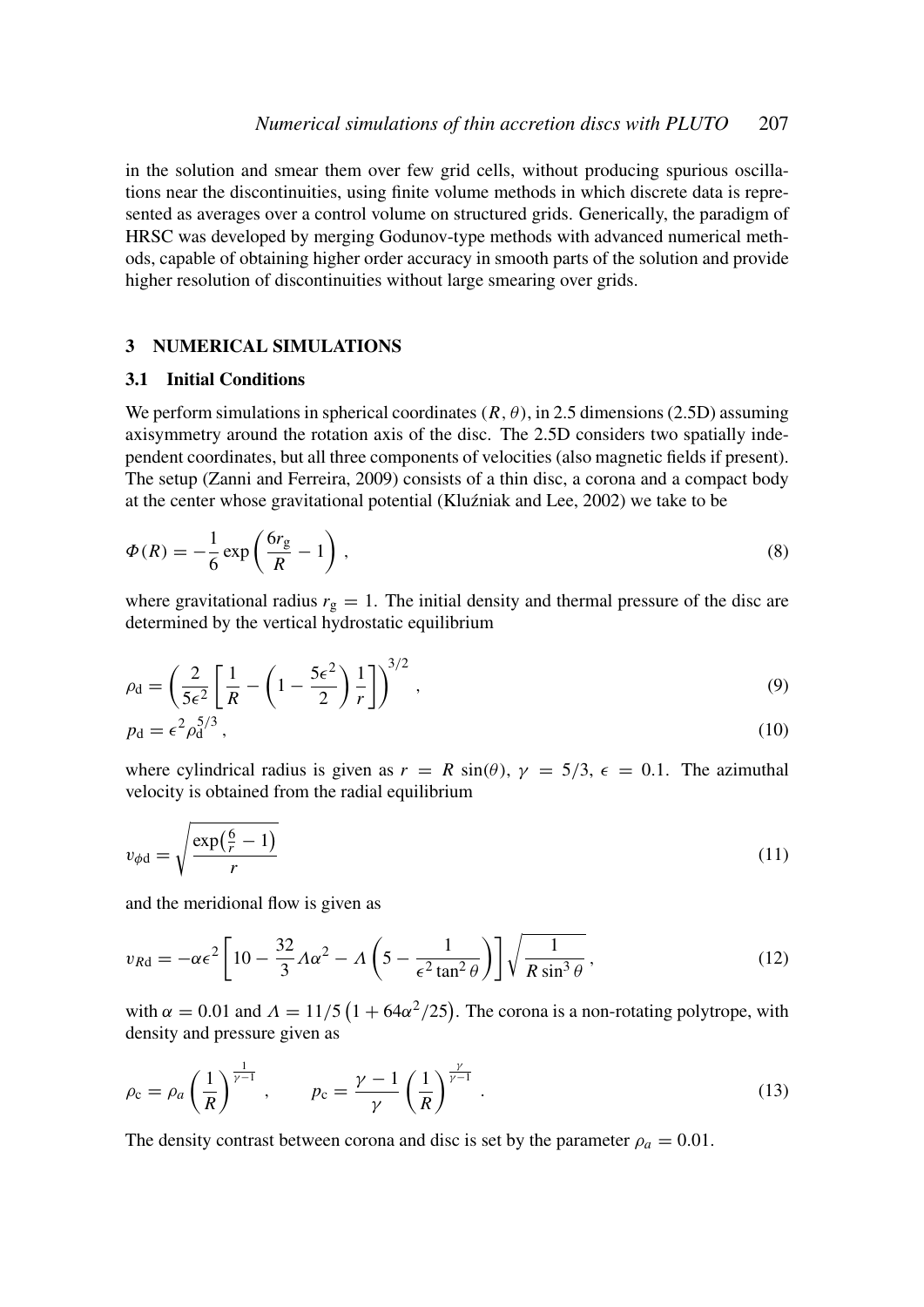in the solution and smear them over few grid cells, without producing spurious oscillations near the discontinuities, using finite volume methods in which discrete data is represented as averages over a control volume on structured grids. Generically, the paradigm of HRSC was developed by merging Godunov-type methods with advanced numerical methods, capable of obtaining higher order accuracy in smooth parts of the solution and provide higher resolution of discontinuities without large smearing over grids.

## 3 NUMERICAL SIMULATIONS

### 3.1 Initial Conditions

We perform simulations in spherical coordinates $(R, \theta)$, in 2.5 dimensions (2.5D) assuming axisymmetry around the rotation axis of the disc. The 2.5D considers two spatially independent coordinates, but all three components of velocities (also magnetic fields if present). The setup (Zanni and Ferreira, 2009) consists of a thin disc, a corona and a compact body at the center whose gravitational potential (Kluźniak and Lee, 2002) we take to be

$$\Phi(R) = -\frac{1}{6}\exp\left(\frac{6r_{\mathrm{g}}}{R} - 1\right), \tag{8}$$

where gravitational radius $r_{\mathrm{g}} = 1$. The initial density and thermal pressure of the disc are determined by the vertical hydrostatic equilibrium

$$\rho_{\mathrm{d}} = \left(\frac{2}{5\epsilon^2}\left[\frac{1}{R} - \left(1 - \frac{5\epsilon^2}{2}\right)\frac{1}{r}\right]\right)^{3/2}, \tag{9}$$

$$p_{\mathrm{d}} = \epsilon^2 \rho_{\mathrm{d}}^{5/3}, \tag{10}$$

where cylindrical radius is given as $r = R\,\sin(\theta)$, $\gamma = 5/3$, $\epsilon = 0.1$. The azimuthal velocity is obtained from the radial equilibrium

$$v_{\phi\mathrm{d}} = \sqrt{\frac{\exp\left(\frac{6}{r} - 1\right)}{r}} \tag{11}$$

and the meridional flow is given as

$$v_{R\mathrm{d}} = -\alpha\epsilon^2\left[10 - \frac{32}{3}\Lambda\alpha^2 - \Lambda\left(5 - \frac{1}{\epsilon^2\tan^2\theta}\right)\right]\sqrt{\frac{1}{R\sin^3\theta}}, \tag{12}$$

with $\alpha = 0.01$ and $\Lambda = 11/5\left(1 + 64\alpha^2/25\right)$. The corona is a non-rotating polytrope, with density and pressure given as

$$\rho_{\mathrm{c}} = \rho_a\left(\frac{1}{R}\right)^{\frac{1}{\gamma-1}}, \qquad p_{\mathrm{c}} = \frac{\gamma-1}{\gamma}\left(\frac{1}{R}\right)^{\frac{\gamma}{\gamma-1}}. \tag{13}$$

The density contrast between corona and disc is set by the parameter $\rho_a = 0.01$.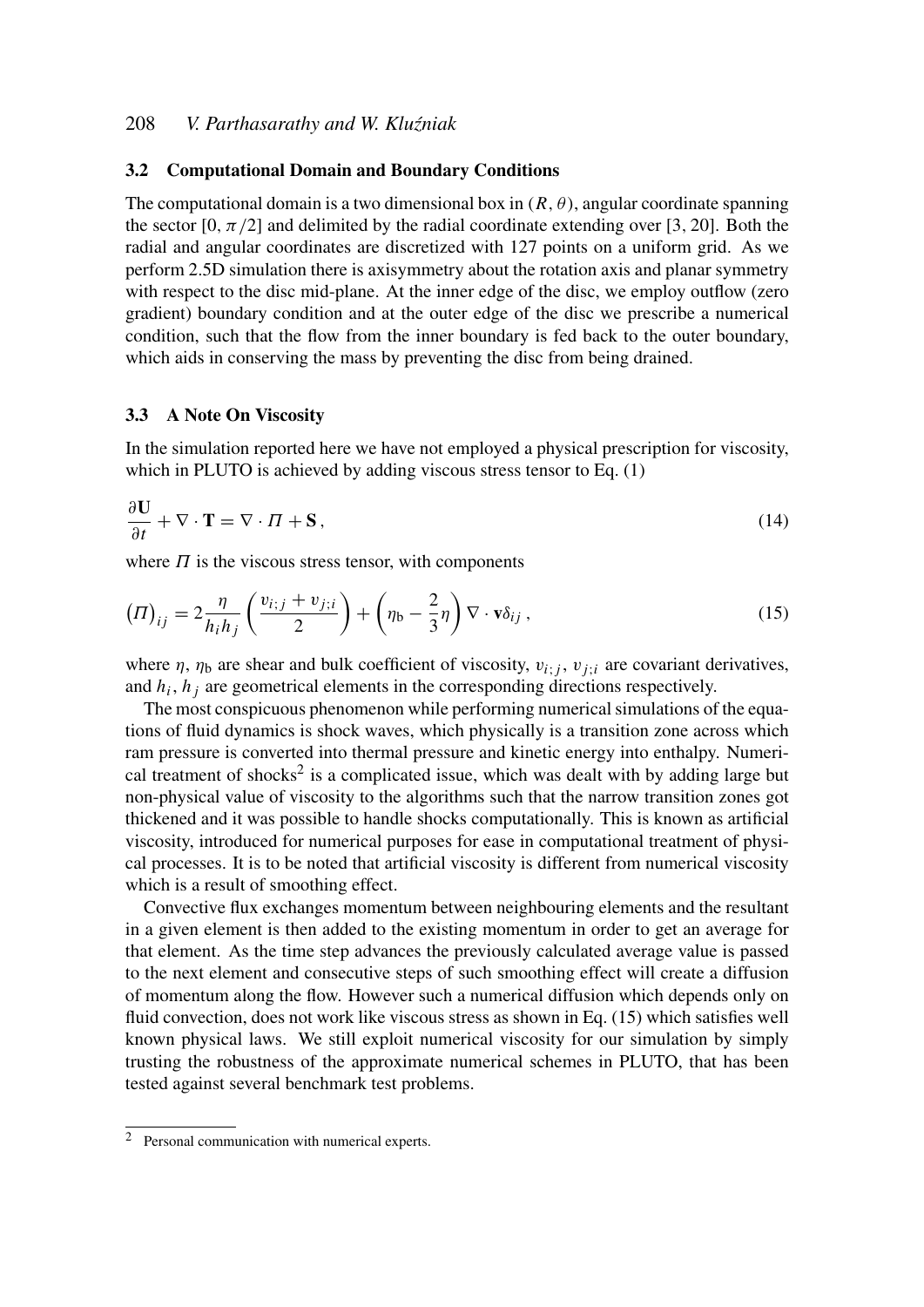### 3.2 Computational Domain and Boundary Conditions

The computational domain is a two dimensional box in $(R, \theta)$, angular coordinate spanning the sector $[0, \pi/2]$ and delimited by the radial coordinate extending over $[3, 20]$. Both the radial and angular coordinates are discretized with 127 points on a uniform grid. As we perform 2.5D simulation there is axisymmetry about the rotation axis and planar symmetry with respect to the disc mid-plane. At the inner edge of the disc, we employ outflow (zero gradient) boundary condition and at the outer edge of the disc we prescribe a numerical condition, such that the flow from the inner boundary is fed back to the outer boundary, which aids in conserving the mass by preventing the disc from being drained.

### 3.3 A Note On Viscosity

In the simulation reported here we have not employed a physical prescription for viscosity, which in PLUTO is achieved by adding viscous stress tensor to Eq. (1)

$$\frac{\partial \mathbf{U}}{\partial t} + \nabla \cdot \mathbf{T} = \nabla \cdot \Pi + \mathbf{S}, \tag{14}$$

where $\Pi$ is the viscous stress tensor, with components

$$(\Pi)_{ij} = 2\frac{\eta}{h_i h_j}\left(\frac{v_{i;j} + v_{j;i}}{2}\right) + \left(\eta_{\mathrm{b}} - \frac{2}{3}\eta\right)\nabla \cdot \mathbf{v}\delta_{ij}, \tag{15}$$

where $\eta$, $\eta_{\mathrm{b}}$ are shear and bulk coefficient of viscosity, $v_{i;j}$, $v_{j;i}$ are covariant derivatives, and $h_i$, $h_j$ are geometrical elements in the corresponding directions respectively.

The most conspicuous phenomenon while performing numerical simulations of the equations of fluid dynamics is shock waves, which physically is a transition zone across which ram pressure is converted into thermal pressure and kinetic energy into enthalpy. Numerical treatment of shocks[2] is a complicated issue, which was dealt with by adding large but non-physical value of viscosity to the algorithms such that the narrow transition zones got thickened and it was possible to handle shocks computationally. This is known as artificial viscosity, introduced for numerical purposes for ease in computational treatment of physical processes. It is to be noted that artificial viscosity is different from numerical viscosity which is a result of smoothing effect.

Convective flux exchanges momentum between neighbouring elements and the resultant in a given element is then added to the existing momentum in order to get an average for that element. As the time step advances the previously calculated average value is passed to the next element and consecutive steps of such smoothing effect will create a diffusion of momentum along the flow. However such a numerical diffusion which depends only on fluid convection, does not work like viscous stress as shown in Eq. (15) which satisfies well known physical laws. We still exploit numerical viscosity for our simulation by simply trusting the robustness of the approximate numerical schemes in PLUTO, that has been tested against several benchmark test problems.

---

[2] Personal communication with numerical experts.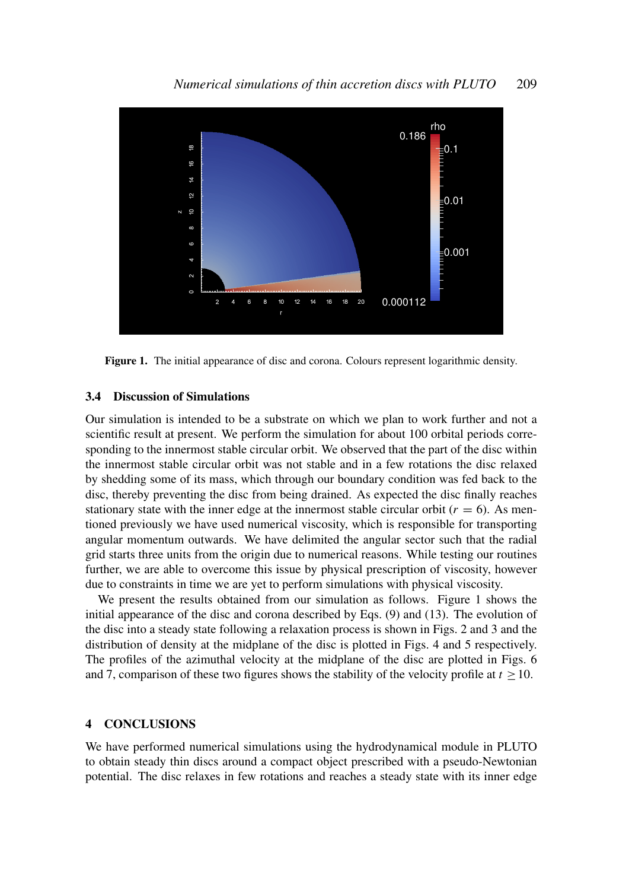**Figure 1.** The initial appearance of disc and corona. Colours represent logarithmic density.

### 3.4 Discussion of Simulations

Our simulation is intended to be a substrate on which we plan to work further and not a scientific result at present. We perform the simulation for about 100 orbital periods corresponding to the innermost stable circular orbit. We observed that the part of the disc within the innermost stable circular orbit was not stable and in a few rotations the disc relaxed by shedding some of its mass, which through our boundary condition was fed back to the disc, thereby preventing the disc from being drained. As expected the disc finally reaches stationary state with the inner edge at the innermost stable circular orbit ($r = 6$). As mentioned previously we have used numerical viscosity, which is responsible for transporting angular momentum outwards. We have delimited the angular sector such that the radial grid starts three units from the origin due to numerical reasons. While testing our routines further, we are able to overcome this issue by physical prescription of viscosity, however due to constraints in time we are yet to perform simulations with physical viscosity.

We present the results obtained from our simulation as follows. Figure 1 shows the initial appearance of the disc and corona described by Eqs. (9) and (13). The evolution of the disc into a steady state following a relaxation process is shown in Figs. 2 and 3 and the distribution of density at the midplane of the disc is plotted in Figs. 4 and 5 respectively. The profiles of the azimuthal velocity at the midplane of the disc are plotted in Figs. 6 and 7, comparison of these two figures shows the stability of the velocity profile at $t \geq 10$.

## 4 CONCLUSIONS

We have performed numerical simulations using the hydrodynamical module in PLUTO to obtain steady thin discs around a compact object prescribed with a pseudo-Newtonian potential. The disc relaxes in few rotations and reaches a steady state with its inner edge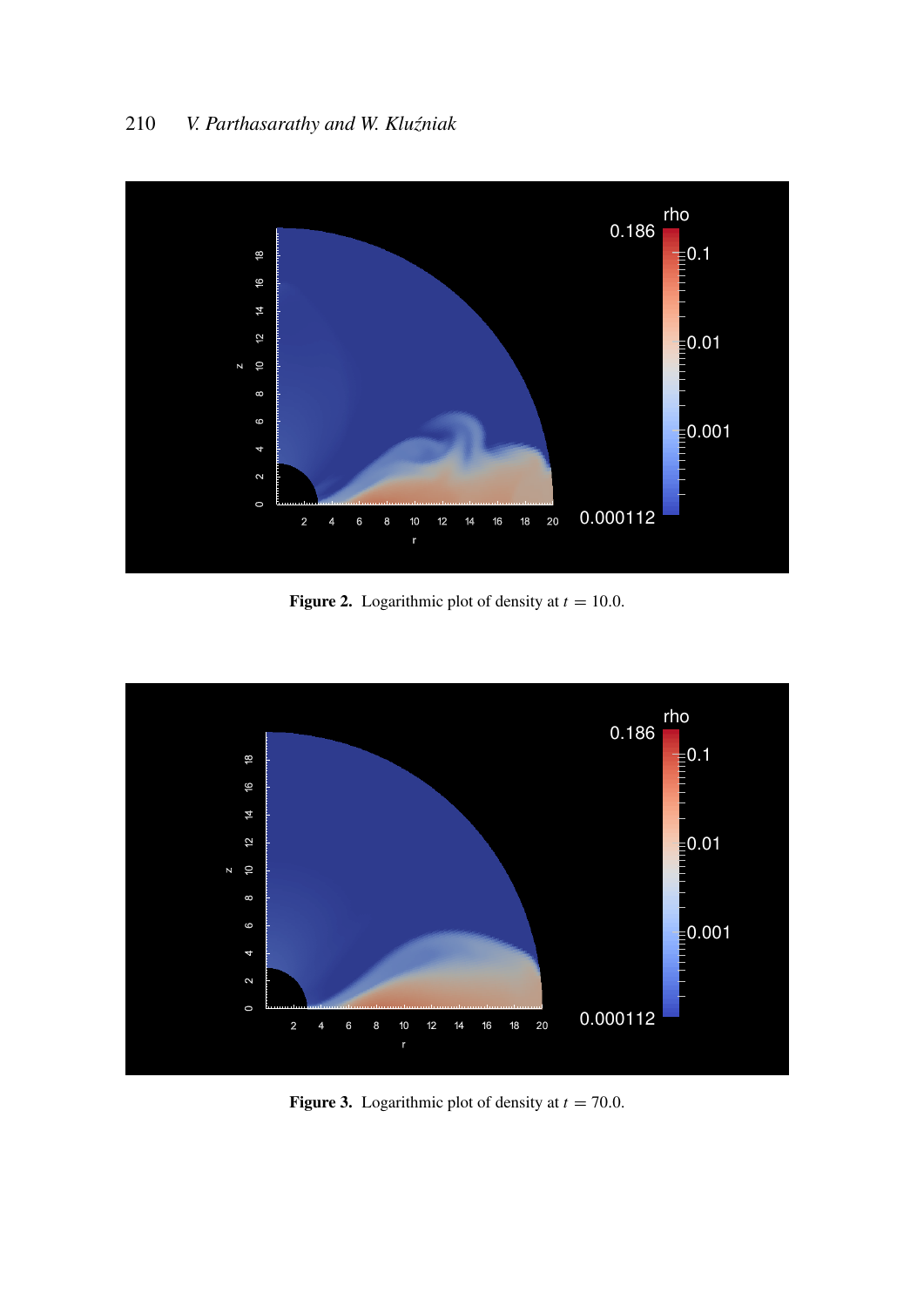**Figure 2.** Logarithmic plot of density at $t = 10.0$.

**Figure 3.** Logarithmic plot of density at $t = 70.0$.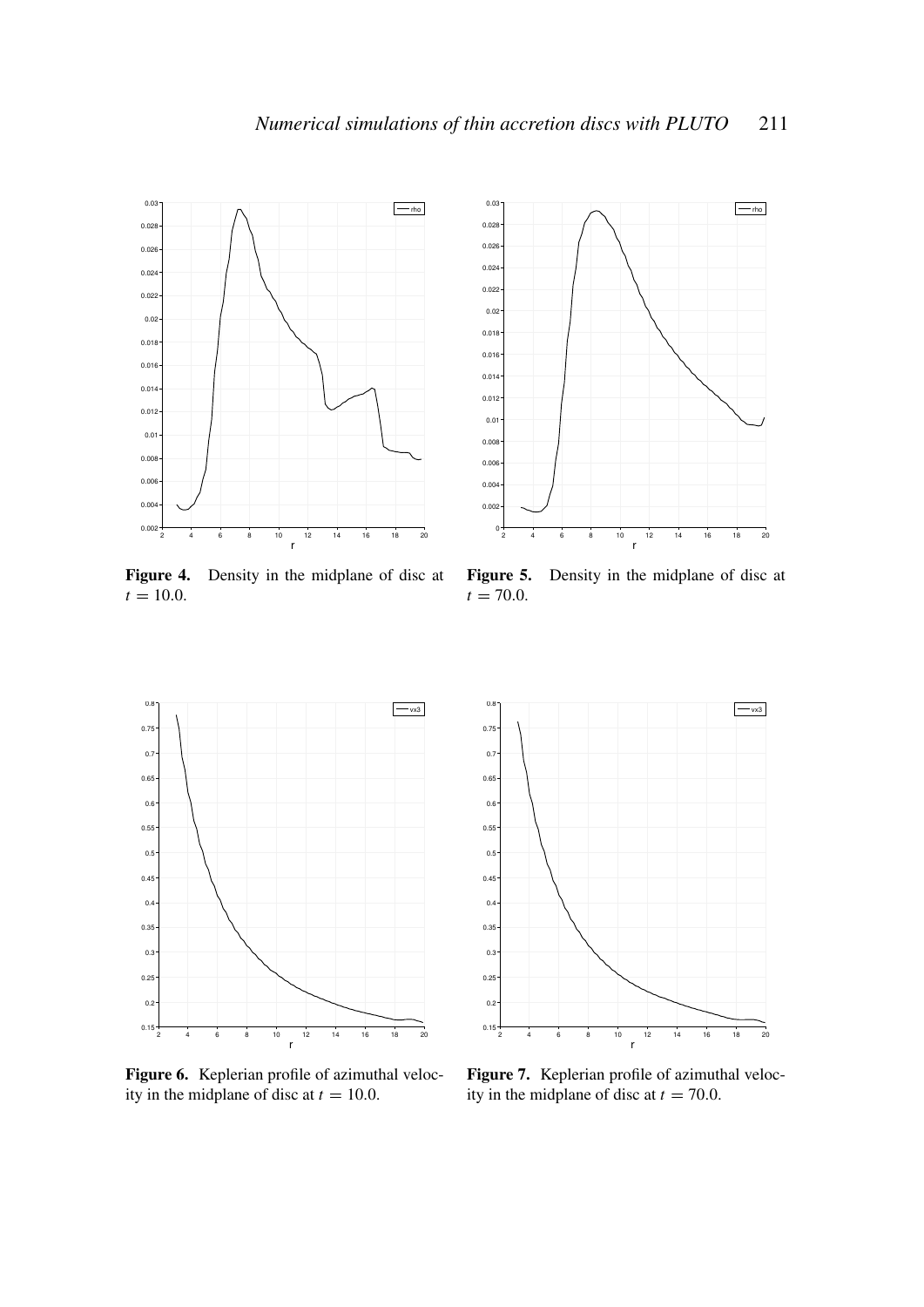**Figure 4.** Density in the midplane of disc at $t = 10.0$.

**Figure 5.** Density in the midplane of disc at $t = 70.0$.

**Figure 6.** Keplerian profile of azimuthal velocity in the midplane of disc at $t = 10.0$.

**Figure 7.** Keplerian profile of azimuthal velocity in the midplane of disc at $t = 70.0$.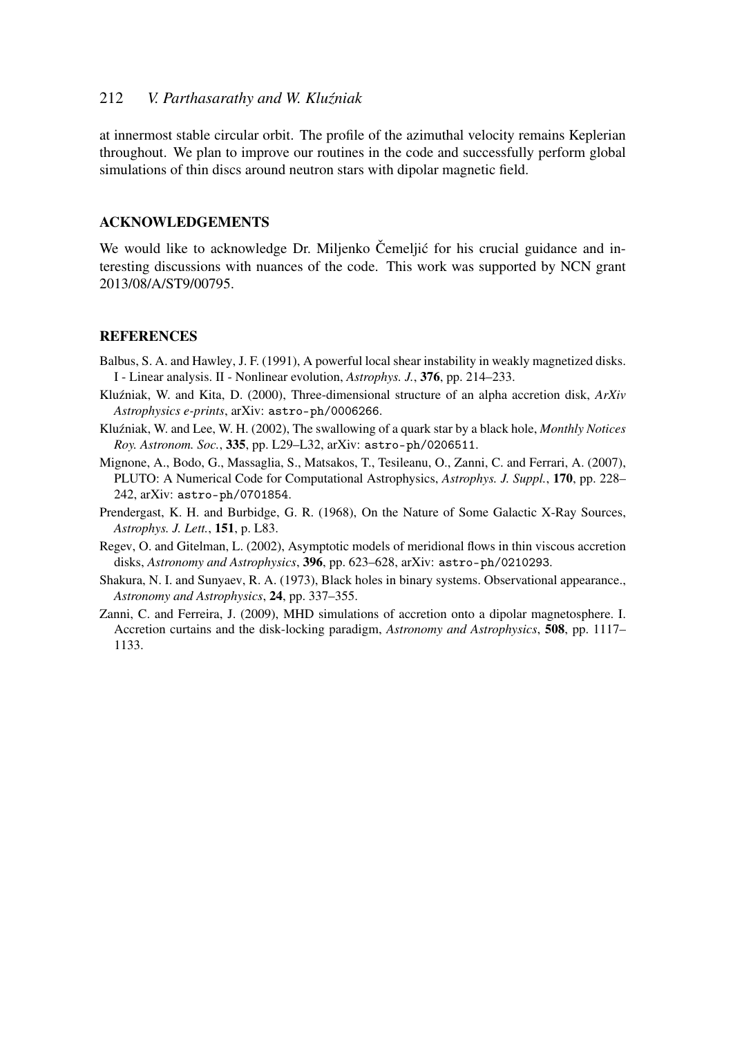at innermost stable circular orbit. The profile of the azimuthal velocity remains Keplerian throughout. We plan to improve our routines in the code and successfully perform global simulations of thin discs around neutron stars with dipolar magnetic field.

## ACKNOWLEDGEMENTS

We would like to acknowledge Dr. Miljenko Čemeljić for his crucial guidance and interesting discussions with nuances of the code. This work was supported by NCN grant 2013/08/A/ST9/00795.

## REFERENCES

Balbus, S. A. and Hawley, J. F. (1991), A powerful local shear instability in weakly magnetized disks. I - Linear analysis. II - Nonlinear evolution, *Astrophys. J.*, **376**, pp. 214–233.

Kluźniak, W. and Kita, D. (2000), Three-dimensional structure of an alpha accretion disk, *ArXiv Astrophysics e-prints*, arXiv: `astro-ph/0006266`.

Kluźniak, W. and Lee, W. H. (2002), The swallowing of a quark star by a black hole, *Monthly Notices Roy. Astronom. Soc.*, **335**, pp. L29–L32, arXiv: `astro-ph/0206511`.

Mignone, A., Bodo, G., Massaglia, S., Matsakos, T., Tesileanu, O., Zanni, C. and Ferrari, A. (2007), PLUTO: A Numerical Code for Computational Astrophysics, *Astrophys. J. Suppl.*, **170**, pp. 228–242, arXiv: `astro-ph/0701854`.

Prendergast, K. H. and Burbidge, G. R. (1968), On the Nature of Some Galactic X-Ray Sources, *Astrophys. J. Lett.*, **151**, p. L83.

Regev, O. and Gitelman, L. (2002), Asymptotic models of meridional flows in thin viscous accretion disks, *Astronomy and Astrophysics*, **396**, pp. 623–628, arXiv: `astro-ph/0210293`.

Shakura, N. I. and Sunyaev, R. A. (1973), Black holes in binary systems. Observational appearance., *Astronomy and Astrophysics*, **24**, pp. 337–355.

Zanni, C. and Ferreira, J. (2009), MHD simulations of accretion onto a dipolar magnetosphere. I. Accretion curtains and the disk-locking paradigm, *Astronomy and Astrophysics*, **508**, pp. 1117–1133.